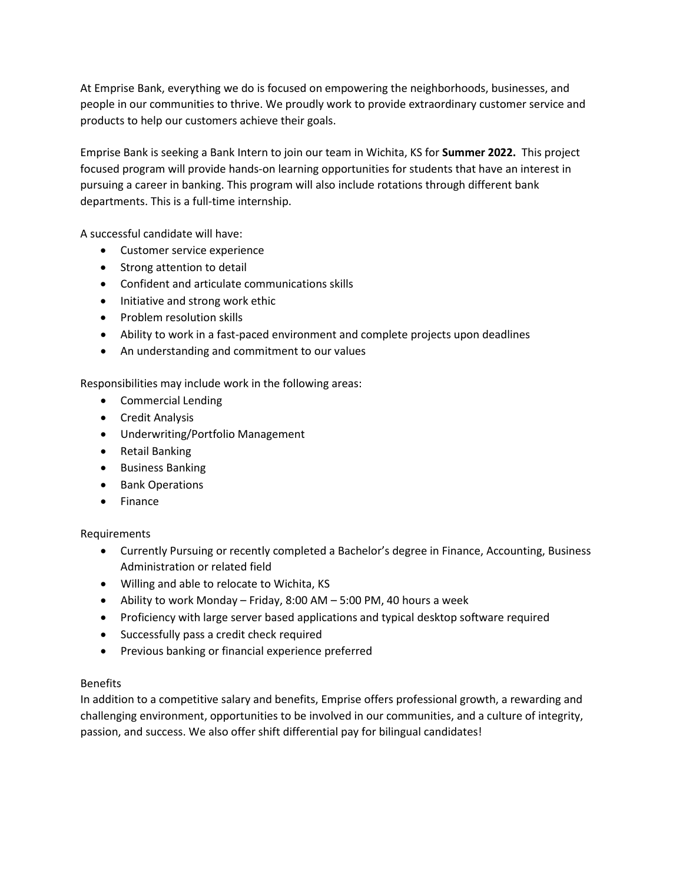At Emprise Bank, everything we do is focused on empowering the neighborhoods, businesses, and people in our communities to thrive. We proudly work to provide extraordinary customer service and products to help our customers achieve their goals.

Emprise Bank is seeking a Bank Intern to join our team in Wichita, KS for **Summer 2022.** This project focused program will provide hands-on learning opportunities for students that have an interest in pursuing a career in banking. This program will also include rotations through different bank departments. This is a full-time internship.

A successful candidate will have:

- Customer service experience
- Strong attention to detail
- Confident and articulate communications skills
- Initiative and strong work ethic
- Problem resolution skills
- Ability to work in a fast-paced environment and complete projects upon deadlines
- An understanding and commitment to our values

Responsibilities may include work in the following areas:

- Commercial Lending
- Credit Analysis
- Underwriting/Portfolio Management
- Retail Banking
- Business Banking
- Bank Operations
- Finance

Requirements

- Currently Pursuing or recently completed a Bachelor's degree in Finance, Accounting, Business Administration or related field
- Willing and able to relocate to Wichita, KS
- Ability to work Monday – Friday, 8:00 AM – 5:00 PM, 40 hours a week
- Proficiency with large server based applications and typical desktop software required
- Successfully pass a credit check required
- Previous banking or financial experience preferred

Benefits

In addition to a competitive salary and benefits, Emprise offers professional growth, a rewarding and challenging environment, opportunities to be involved in our communities, and a culture of integrity, passion, and success. We also offer shift differential pay for bilingual candidates!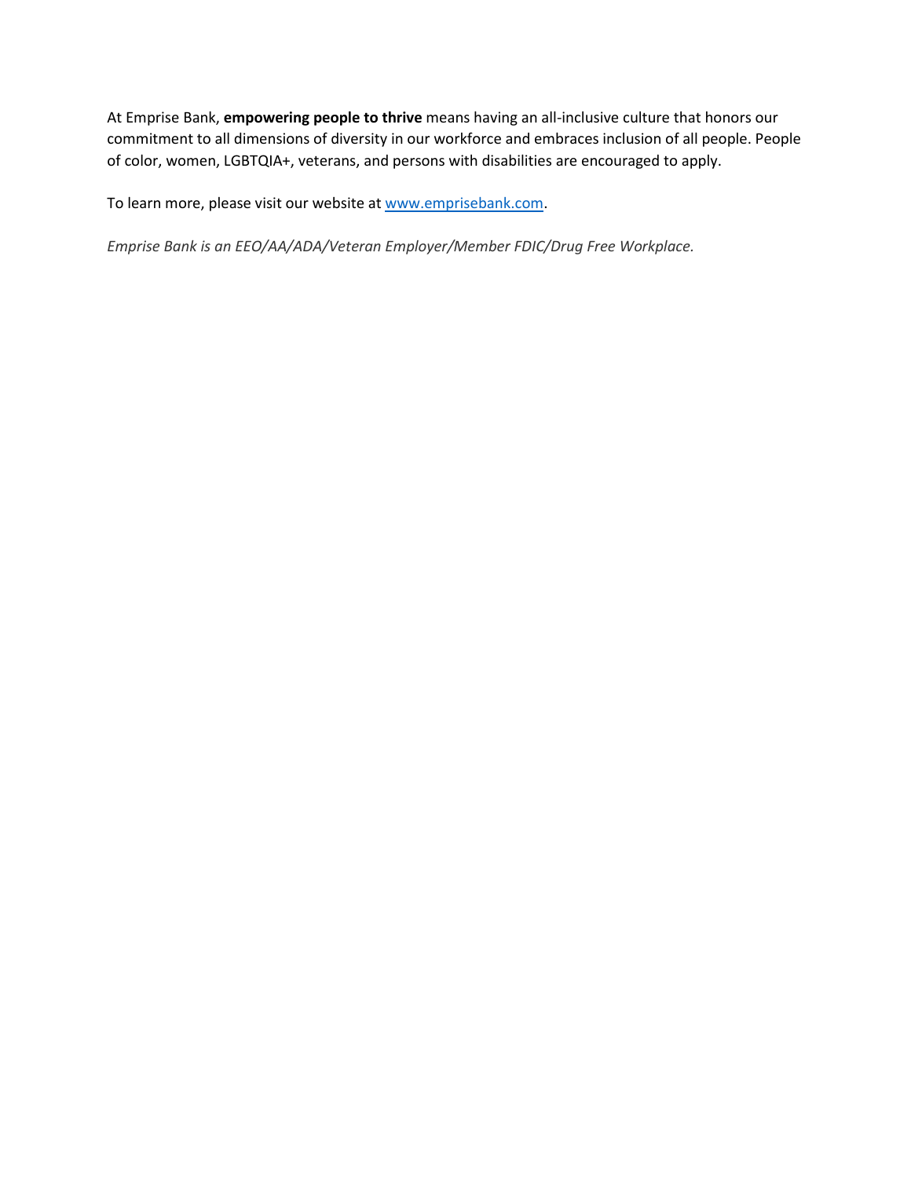At Emprise Bank, **empowering people to thrive** means having an all-inclusive culture that honors our commitment to all dimensions of diversity in our workforce and embraces inclusion of all people. People of color, women, LGBTQIA+, veterans, and persons with disabilities are encouraged to apply.

To learn more, please visit our website at [www.emprisebank.com](http://www.emprisebank.com).

*Emprise Bank is an EEO/AA/ADA/Veteran Employer/Member FDIC/Drug Free Workplace.*